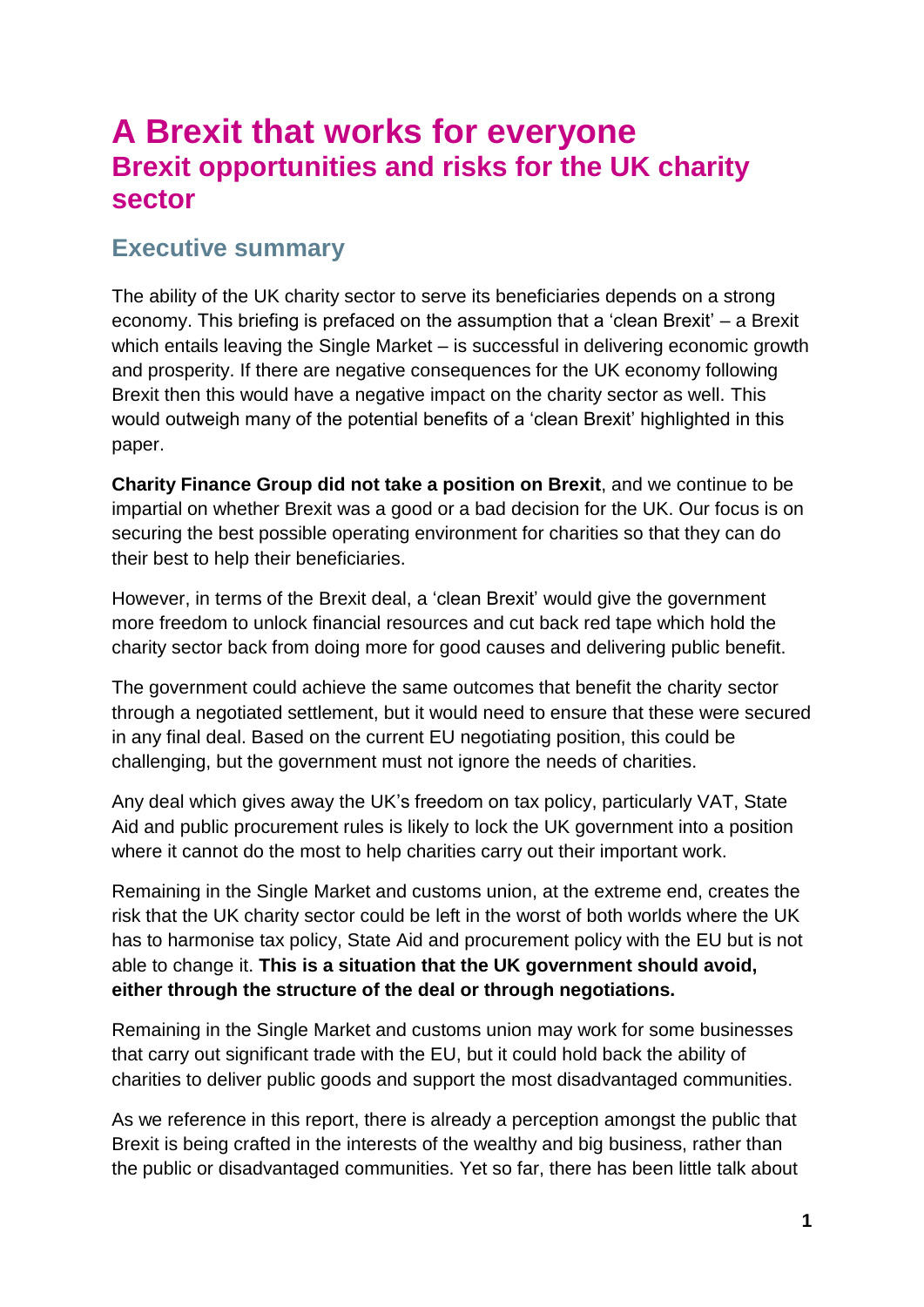# A Brexit that works for everyone

## Brexit opportunities and risks for the UK charity sector

### Executive summary

The ability of the UK charity sector to serve its beneficiaries depends on a strong economy. This briefing is prefaced on the assumption that a 'clean Brexit' – a Brexit which entails leaving the Single Market – is successful in delivering economic growth and prosperity. If there are negative consequences for the UK economy following Brexit then this would have a negative impact on the charity sector as well. This would outweigh many of the potential benefits of a 'clean Brexit' highlighted in this paper.

**Charity Finance Group did not take a position on Brexit**, and we continue to be impartial on whether Brexit was a good or a bad decision for the UK. Our focus is on securing the best possible operating environment for charities so that they can do their best to help their beneficiaries.

However, in terms of the Brexit deal, a 'clean Brexit' would give the government more freedom to unlock financial resources and cut back red tape which hold the charity sector back from doing more for good causes and delivering public benefit.

The government could achieve the same outcomes that benefit the charity sector through a negotiated settlement, but it would need to ensure that these were secured in any final deal. Based on the current EU negotiating position, this could be challenging, but the government must not ignore the needs of charities.

Any deal which gives away the UK's freedom on tax policy, particularly VAT, State Aid and public procurement rules is likely to lock the UK government into a position where it cannot do the most to help charities carry out their important work.

Remaining in the Single Market and customs union, at the extreme end, creates the risk that the UK charity sector could be left in the worst of both worlds where the UK has to harmonise tax policy, State Aid and procurement policy with the EU but is not able to change it. **This is a situation that the UK government should avoid, either through the structure of the deal or through negotiations.**

Remaining in the Single Market and customs union may work for some businesses that carry out significant trade with the EU, but it could hold back the ability of charities to deliver public goods and support the most disadvantaged communities.

As we reference in this report, there is already a perception amongst the public that Brexit is being crafted in the interests of the wealthy and big business, rather than the public or disadvantaged communities. Yet so far, there has been little talk about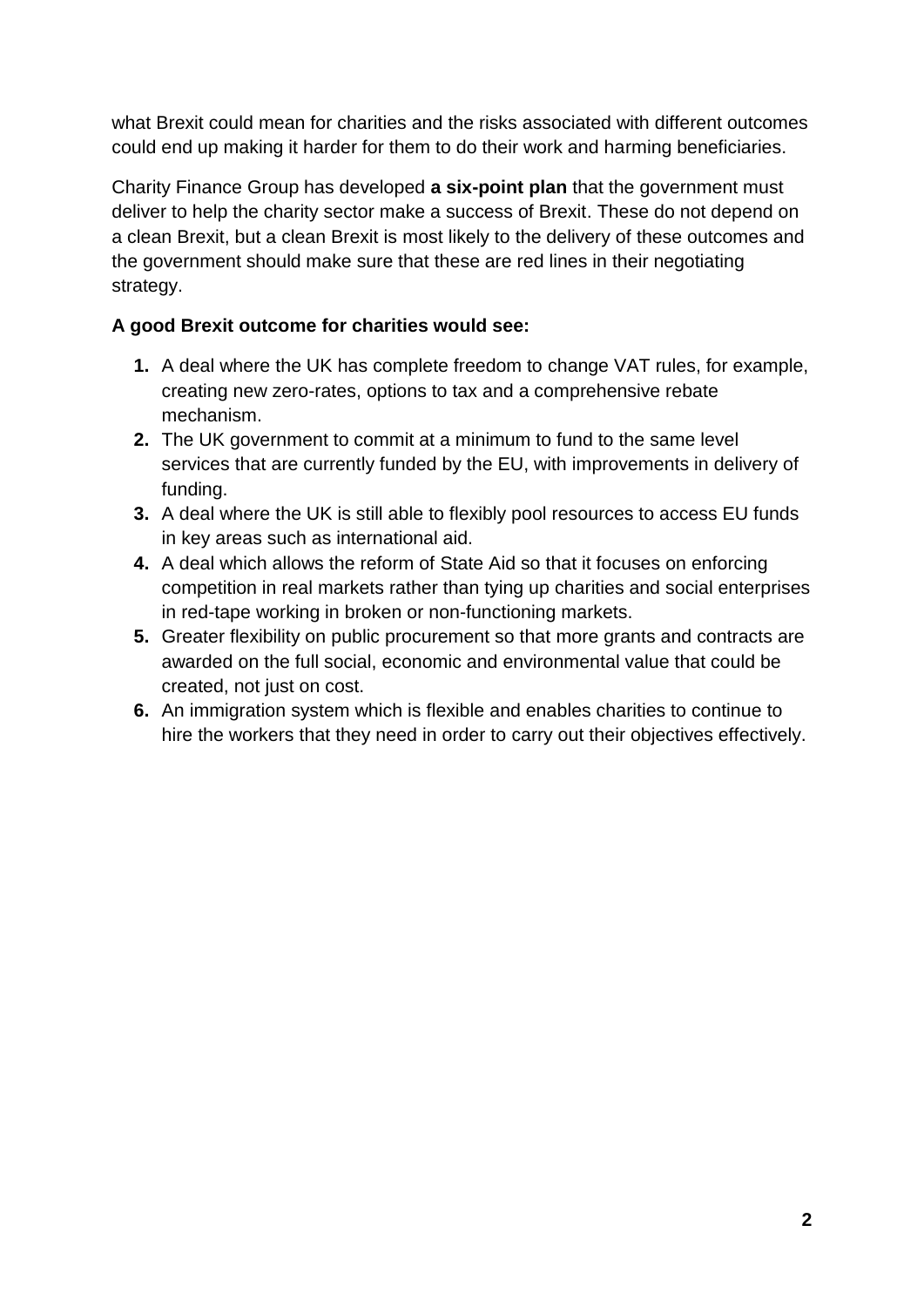what Brexit could mean for charities and the risks associated with different outcomes could end up making it harder for them to do their work and harming beneficiaries.

Charity Finance Group has developed **a six-point plan** that the government must deliver to help the charity sector make a success of Brexit. These do not depend on a clean Brexit, but a clean Brexit is most likely to the delivery of these outcomes and the government should make sure that these are red lines in their negotiating strategy.

**A good Brexit outcome for charities would see:**

1. A deal where the UK has complete freedom to change VAT rules, for example, creating new zero-rates, options to tax and a comprehensive rebate mechanism.
2. The UK government to commit at a minimum to fund to the same level services that are currently funded by the EU, with improvements in delivery of funding.
3. A deal where the UK is still able to flexibly pool resources to access EU funds in key areas such as international aid.
4. A deal which allows the reform of State Aid so that it focuses on enforcing competition in real markets rather than tying up charities and social enterprises in red-tape working in broken or non-functioning markets.
5. Greater flexibility on public procurement so that more grants and contracts are awarded on the full social, economic and environmental value that could be created, not just on cost.
6. An immigration system which is flexible and enables charities to continue to hire the workers that they need in order to carry out their objectives effectively.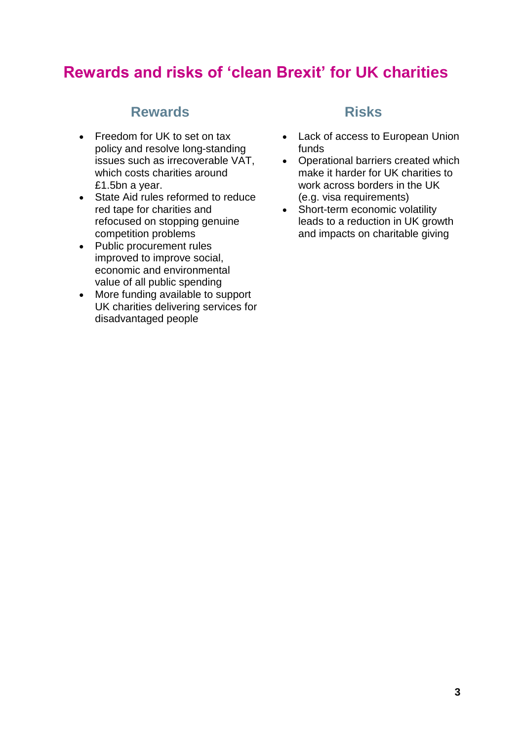# Rewards and risks of 'clean Brexit' for UK charities

## Rewards

- Freedom for UK to set on tax policy and resolve long-standing issues such as irrecoverable VAT, which costs charities around £1.5bn a year.
- State Aid rules reformed to reduce red tape for charities and refocused on stopping genuine competition problems
- Public procurement rules improved to improve social, economic and environmental value of all public spending
- More funding available to support UK charities delivering services for disadvantaged people

## Risks

- Lack of access to European Union funds
- Operational barriers created which make it harder for UK charities to work across borders in the UK (e.g. visa requirements)
- Short-term economic volatility leads to a reduction in UK growth and impacts on charitable giving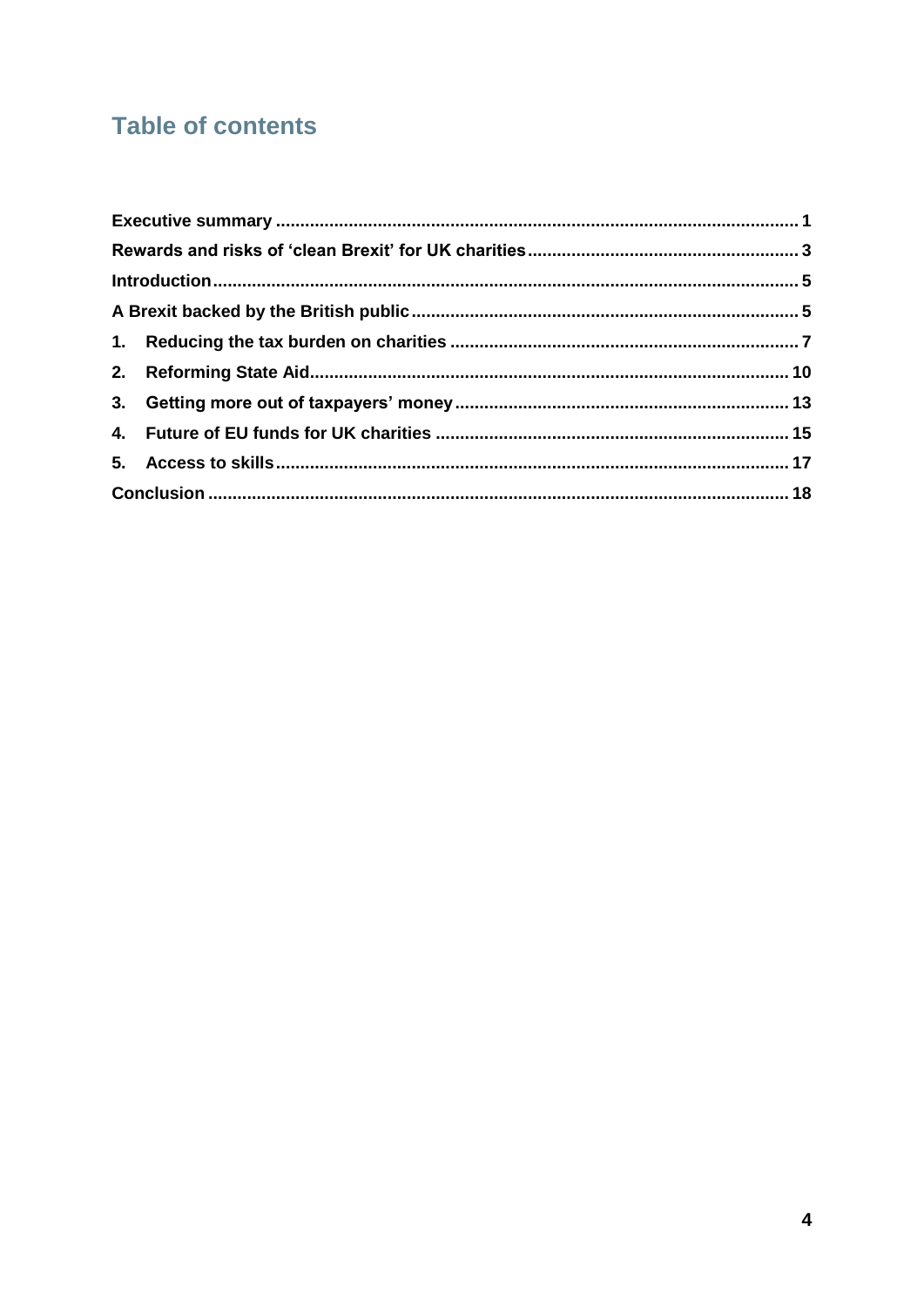# Table of contents

| | |
|---|---|
| **Executive summary** | **1** |
| **Rewards and risks of 'clean Brexit' for UK charities** | **3** |
| **Introduction** | **5** |
| **A Brexit backed by the British public** | **5** |
| **1. Reducing the tax burden on charities** | **7** |
| **2. Reforming State Aid** | **10** |
| **3. Getting more out of taxpayers' money** | **13** |
| **4. Future of EU funds for UK charities** | **15** |
| **5. Access to skills** | **17** |
| **Conclusion** | **18** |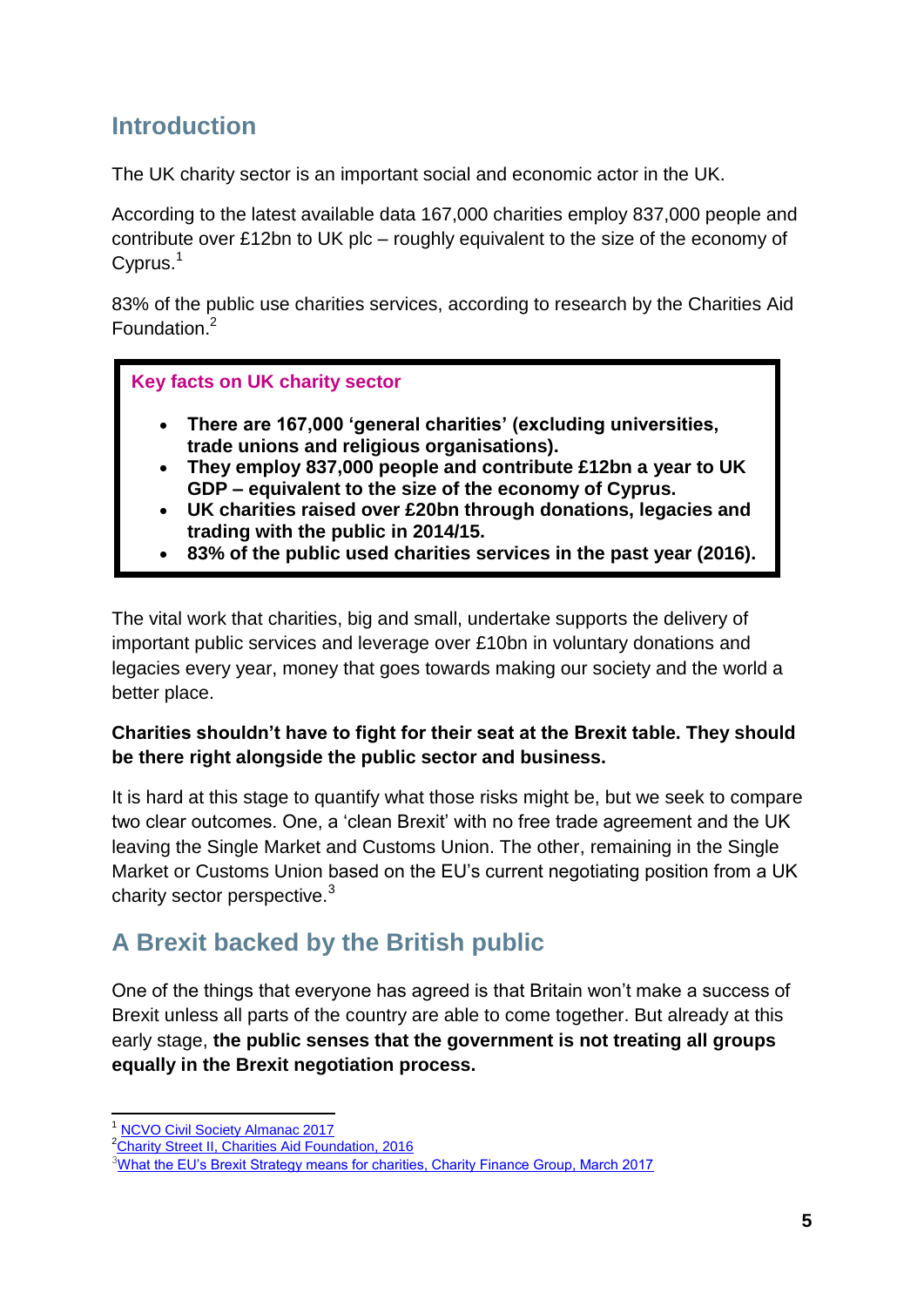## Introduction

The UK charity sector is an important social and economic actor in the UK.

According to the latest available data 167,000 charities employ 837,000 people and contribute over £12bn to UK plc – roughly equivalent to the size of the economy of Cyprus.[1]

83% of the public use charities services, according to research by the Charities Aid Foundation.[2]

**Key facts on UK charity sector**

- **There are 167,000 'general charities' (excluding universities, trade unions and religious organisations).**
- **They employ 837,000 people and contribute £12bn a year to UK GDP – equivalent to the size of the economy of Cyprus.**
- **UK charities raised over £20bn through donations, legacies and trading with the public in 2014/15.**
- **83% of the public used charities services in the past year (2016).**

The vital work that charities, big and small, undertake supports the delivery of important public services and leverage over £10bn in voluntary donations and legacies every year, money that goes towards making our society and the world a better place.

**Charities shouldn't have to fight for their seat at the Brexit table. They should be there right alongside the public sector and business.**

It is hard at this stage to quantify what those risks might be, but we seek to compare two clear outcomes. One, a 'clean Brexit' with no free trade agreement and the UK leaving the Single Market and Customs Union. The other, remaining in the Single Market or Customs Union based on the EU's current negotiating position from a UK charity sector perspective.[3]

## A Brexit backed by the British public

One of the things that everyone has agreed is that Britain won't make a success of Brexit unless all parts of the country are able to come together. But already at this early stage, **the public senses that the government is not treating all groups equally in the Brexit negotiation process.**

---

[1] NCVO Civil Society Almanac 2017

[2] Charity Street II, Charities Aid Foundation, 2016

[3] What the EU's Brexit Strategy means for charities, Charity Finance Group, March 2017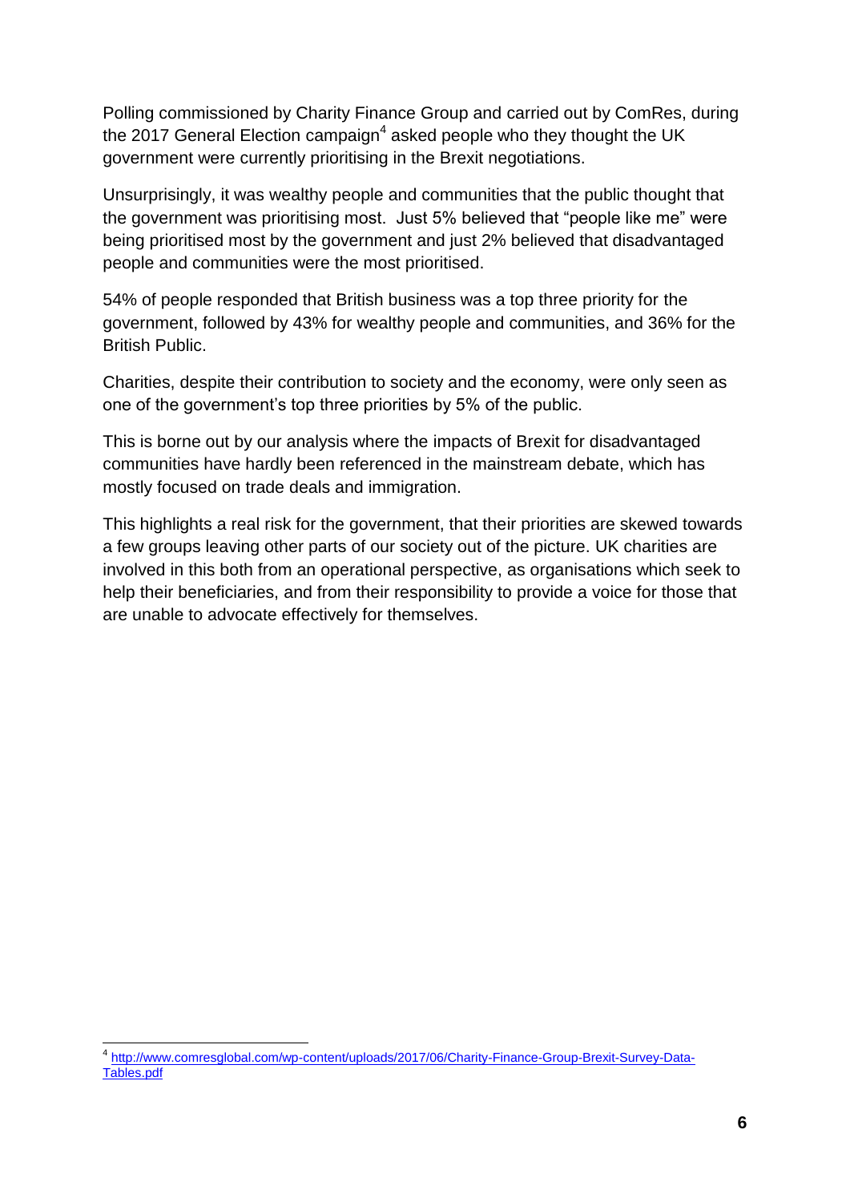Polling commissioned by Charity Finance Group and carried out by ComRes, during the 2017 General Election campaign[4] asked people who they thought the UK government were currently prioritising in the Brexit negotiations.

Unsurprisingly, it was wealthy people and communities that the public thought that the government was prioritising most. Just 5% believed that "people like me" were being prioritised most by the government and just 2% believed that disadvantaged people and communities were the most prioritised.

54% of people responded that British business was a top three priority for the government, followed by 43% for wealthy people and communities, and 36% for the British Public.

Charities, despite their contribution to society and the economy, were only seen as one of the government's top three priorities by 5% of the public.

This is borne out by our analysis where the impacts of Brexit for disadvantaged communities have hardly been referenced in the mainstream debate, which has mostly focused on trade deals and immigration.

This highlights a real risk for the government, that their priorities are skewed towards a few groups leaving other parts of our society out of the picture. UK charities are involved in this both from an operational perspective, as organisations which seek to help their beneficiaries, and from their responsibility to provide a voice for those that are unable to advocate effectively for themselves.

---

[4] http://www.comresglobal.com/wp-content/uploads/2017/06/Charity-Finance-Group-Brexit-Survey-Data-Tables.pdf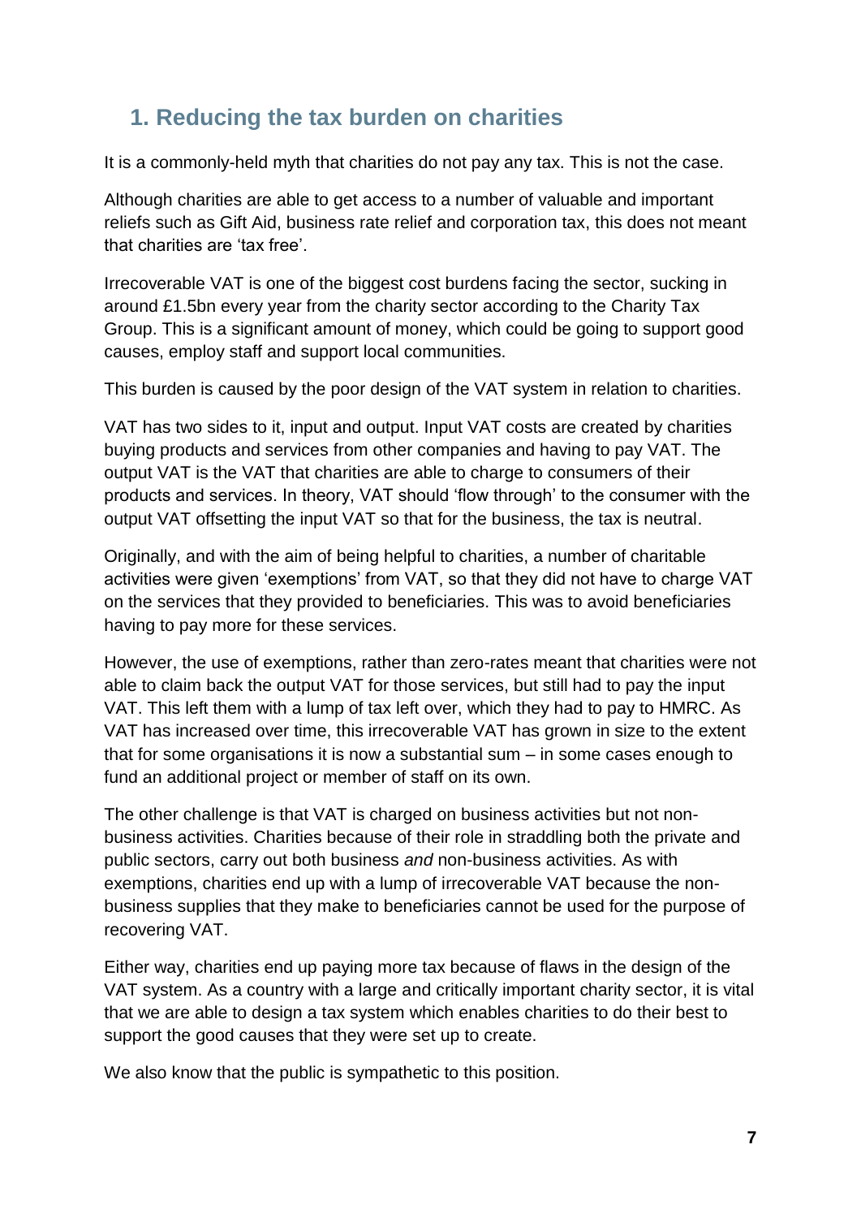## 1. Reducing the tax burden on charities

It is a commonly-held myth that charities do not pay any tax. This is not the case.

Although charities are able to get access to a number of valuable and important reliefs such as Gift Aid, business rate relief and corporation tax, this does not meant that charities are 'tax free'.

Irrecoverable VAT is one of the biggest cost burdens facing the sector, sucking in around £1.5bn every year from the charity sector according to the Charity Tax Group. This is a significant amount of money, which could be going to support good causes, employ staff and support local communities.

This burden is caused by the poor design of the VAT system in relation to charities.

VAT has two sides to it, input and output. Input VAT costs are created by charities buying products and services from other companies and having to pay VAT. The output VAT is the VAT that charities are able to charge to consumers of their products and services. In theory, VAT should 'flow through' to the consumer with the output VAT offsetting the input VAT so that for the business, the tax is neutral.

Originally, and with the aim of being helpful to charities, a number of charitable activities were given 'exemptions' from VAT, so that they did not have to charge VAT on the services that they provided to beneficiaries. This was to avoid beneficiaries having to pay more for these services.

However, the use of exemptions, rather than zero-rates meant that charities were not able to claim back the output VAT for those services, but still had to pay the input VAT. This left them with a lump of tax left over, which they had to pay to HMRC. As VAT has increased over time, this irrecoverable VAT has grown in size to the extent that for some organisations it is now a substantial sum – in some cases enough to fund an additional project or member of staff on its own.

The other challenge is that VAT is charged on business activities but not non-business activities. Charities because of their role in straddling both the private and public sectors, carry out both business *and* non-business activities. As with exemptions, charities end up with a lump of irrecoverable VAT because the non-business supplies that they make to beneficiaries cannot be used for the purpose of recovering VAT.

Either way, charities end up paying more tax because of flaws in the design of the VAT system. As a country with a large and critically important charity sector, it is vital that we are able to design a tax system which enables charities to do their best to support the good causes that they were set up to create.

We also know that the public is sympathetic to this position.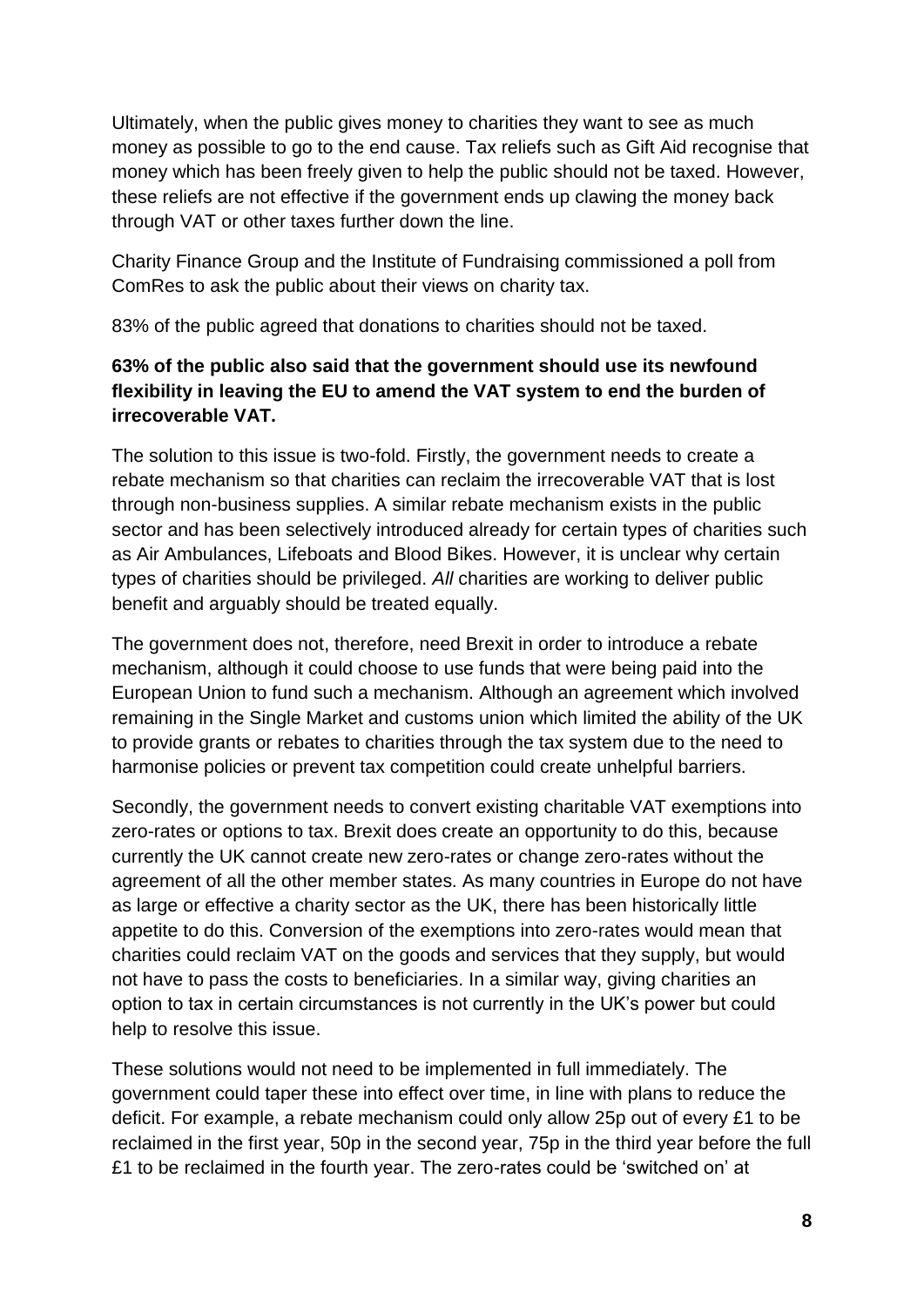Ultimately, when the public gives money to charities they want to see as much money as possible to go to the end cause. Tax reliefs such as Gift Aid recognise that money which has been freely given to help the public should not be taxed. However, these reliefs are not effective if the government ends up clawing the money back through VAT or other taxes further down the line.

Charity Finance Group and the Institute of Fundraising commissioned a poll from ComRes to ask the public about their views on charity tax.

83% of the public agreed that donations to charities should not be taxed.

**63% of the public also said that the government should use its newfound flexibility in leaving the EU to amend the VAT system to end the burden of irrecoverable VAT.**

The solution to this issue is two-fold. Firstly, the government needs to create a rebate mechanism so that charities can reclaim the irrecoverable VAT that is lost through non-business supplies. A similar rebate mechanism exists in the public sector and has been selectively introduced already for certain types of charities such as Air Ambulances, Lifeboats and Blood Bikes. However, it is unclear why certain types of charities should be privileged. *All* charities are working to deliver public benefit and arguably should be treated equally.

The government does not, therefore, need Brexit in order to introduce a rebate mechanism, although it could choose to use funds that were being paid into the European Union to fund such a mechanism. Although an agreement which involved remaining in the Single Market and customs union which limited the ability of the UK to provide grants or rebates to charities through the tax system due to the need to harmonise policies or prevent tax competition could create unhelpful barriers.

Secondly, the government needs to convert existing charitable VAT exemptions into zero-rates or options to tax. Brexit does create an opportunity to do this, because currently the UK cannot create new zero-rates or change zero-rates without the agreement of all the other member states. As many countries in Europe do not have as large or effective a charity sector as the UK, there has been historically little appetite to do this. Conversion of the exemptions into zero-rates would mean that charities could reclaim VAT on the goods and services that they supply, but would not have to pass the costs to beneficiaries. In a similar way, giving charities an option to tax in certain circumstances is not currently in the UK's power but could help to resolve this issue.

These solutions would not need to be implemented in full immediately. The government could taper these into effect over time, in line with plans to reduce the deficit. For example, a rebate mechanism could only allow 25p out of every £1 to be reclaimed in the first year, 50p in the second year, 75p in the third year before the full £1 to be reclaimed in the fourth year. The zero-rates could be 'switched on' at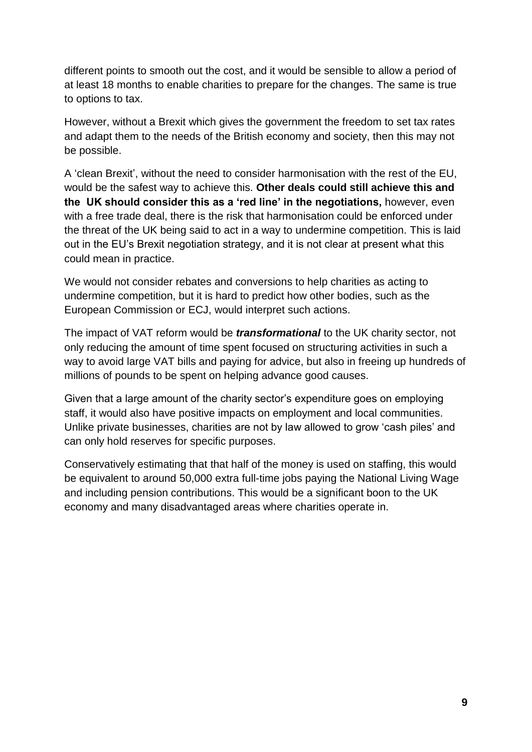different points to smooth out the cost, and it would be sensible to allow a period of at least 18 months to enable charities to prepare for the changes. The same is true to options to tax.

However, without a Brexit which gives the government the freedom to set tax rates and adapt them to the needs of the British economy and society, then this may not be possible.

A 'clean Brexit', without the need to consider harmonisation with the rest of the EU, would be the safest way to achieve this. **Other deals could still achieve this and the UK should consider this as a 'red line' in the negotiations,** however, even with a free trade deal, there is the risk that harmonisation could be enforced under the threat of the UK being said to act in a way to undermine competition. This is laid out in the EU's Brexit negotiation strategy, and it is not clear at present what this could mean in practice.

We would not consider rebates and conversions to help charities as acting to undermine competition, but it is hard to predict how other bodies, such as the European Commission or ECJ, would interpret such actions.

The impact of VAT reform would be ***transformational*** to the UK charity sector, not only reducing the amount of time spent focused on structuring activities in such a way to avoid large VAT bills and paying for advice, but also in freeing up hundreds of millions of pounds to be spent on helping advance good causes.

Given that a large amount of the charity sector's expenditure goes on employing staff, it would also have positive impacts on employment and local communities. Unlike private businesses, charities are not by law allowed to grow 'cash piles' and can only hold reserves for specific purposes.

Conservatively estimating that that half of the money is used on staffing, this would be equivalent to around 50,000 extra full-time jobs paying the National Living Wage and including pension contributions. This would be a significant boon to the UK economy and many disadvantaged areas where charities operate in.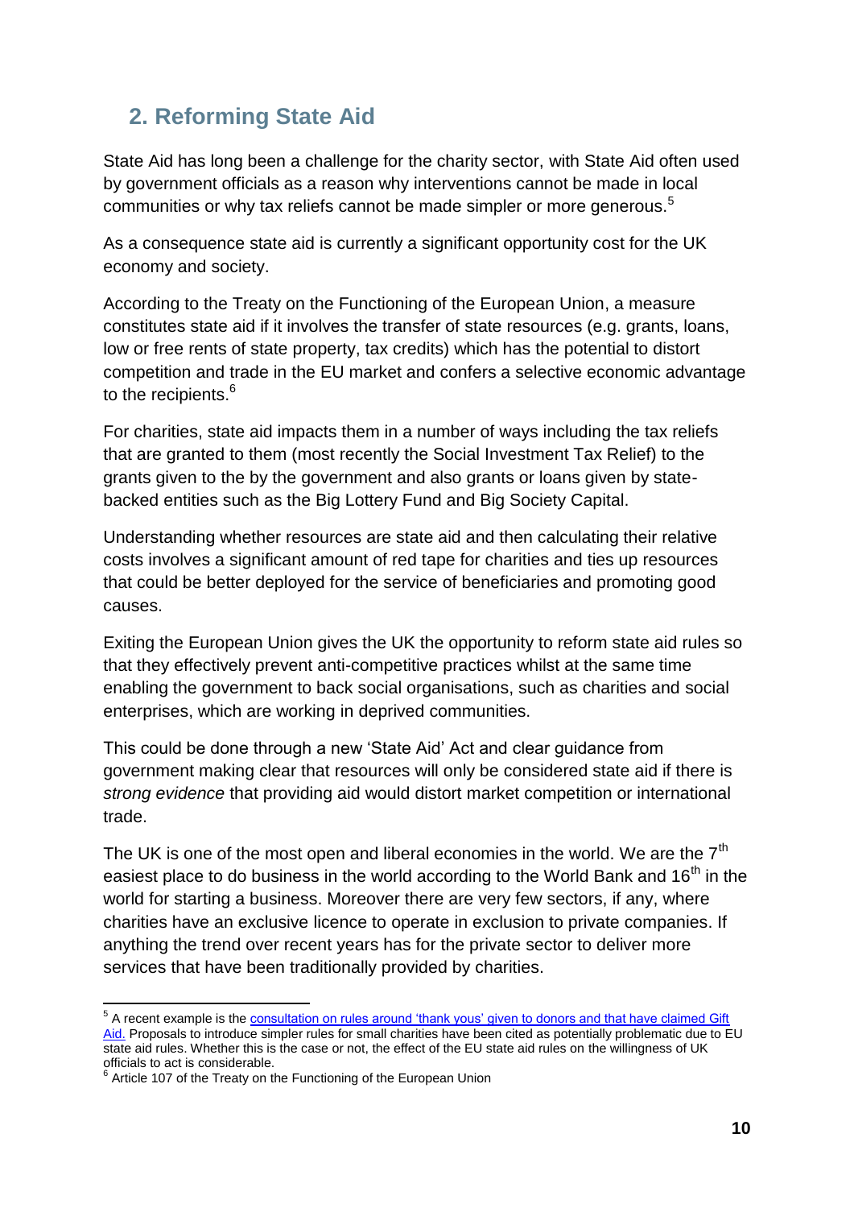## 2. Reforming State Aid

State Aid has long been a challenge for the charity sector, with State Aid often used by government officials as a reason why interventions cannot be made in local communities or why tax reliefs cannot be made simpler or more generous.[5]

As a consequence state aid is currently a significant opportunity cost for the UK economy and society.

According to the Treaty on the Functioning of the European Union, a measure constitutes state aid if it involves the transfer of state resources (e.g. grants, loans, low or free rents of state property, tax credits) which has the potential to distort competition and trade in the EU market and confers a selective economic advantage to the recipients.[6]

For charities, state aid impacts them in a number of ways including the tax reliefs that are granted to them (most recently the Social Investment Tax Relief) to the grants given to the by the government and also grants or loans given by state-backed entities such as the Big Lottery Fund and Big Society Capital.

Understanding whether resources are state aid and then calculating their relative costs involves a significant amount of red tape for charities and ties up resources that could be better deployed for the service of beneficiaries and promoting good causes.

Exiting the European Union gives the UK the opportunity to reform state aid rules so that they effectively prevent anti-competitive practices whilst at the same time enabling the government to back social organisations, such as charities and social enterprises, which are working in deprived communities.

This could be done through a new 'State Aid' Act and clear guidance from government making clear that resources will only be considered state aid if there is *strong evidence* that providing aid would distort market competition or international trade.

The UK is one of the most open and liberal economies in the world. We are the 7th easiest place to do business in the world according to the World Bank and 16th in the world for starting a business. Moreover there are very few sectors, if any, where charities have an exclusive licence to operate in exclusion to private companies. If anything the trend over recent years has for the private sector to deliver more services that have been traditionally provided by charities.

---

[5] A recent example is the consultation on rules around 'thank yous' given to donors and that have claimed Gift Aid. Proposals to introduce simpler rules for small charities have been cited as potentially problematic due to EU state aid rules. Whether this is the case or not, the effect of the EU state aid rules on the willingness of UK officials to act is considerable.

[6] Article 107 of the Treaty on the Functioning of the European Union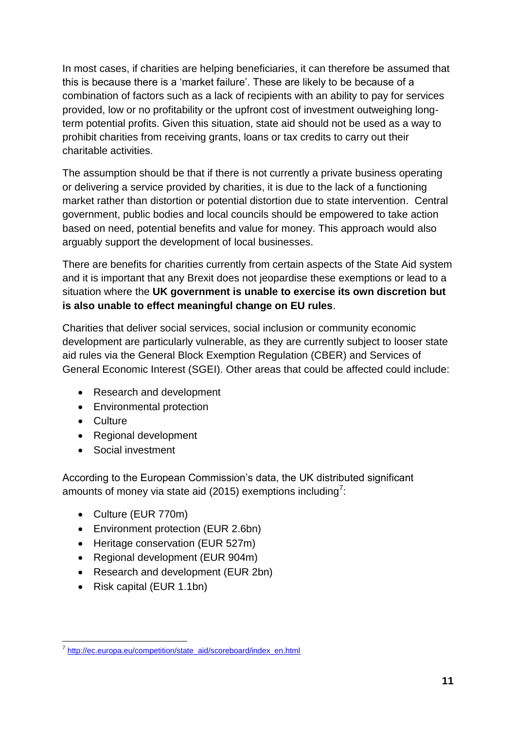In most cases, if charities are helping beneficiaries, it can therefore be assumed that this is because there is a 'market failure'. These are likely to be because of a combination of factors such as a lack of recipients with an ability to pay for services provided, low or no profitability or the upfront cost of investment outweighing long-term potential profits. Given this situation, state aid should not be used as a way to prohibit charities from receiving grants, loans or tax credits to carry out their charitable activities.

The assumption should be that if there is not currently a private business operating or delivering a service provided by charities, it is due to the lack of a functioning market rather than distortion or potential distortion due to state intervention. Central government, public bodies and local councils should be empowered to take action based on need, potential benefits and value for money. This approach would also arguably support the development of local businesses.

There are benefits for charities currently from certain aspects of the State Aid system and it is important that any Brexit does not jeopardise these exemptions or lead to a situation where the **UK government is unable to exercise its own discretion but is also unable to effect meaningful change on EU rules**.

Charities that deliver social services, social inclusion or community economic development are particularly vulnerable, as they are currently subject to looser state aid rules via the General Block Exemption Regulation (CBER) and Services of General Economic Interest (SGEI). Other areas that could be affected could include:

- Research and development
- Environmental protection
- Culture
- Regional development
- Social investment

According to the European Commission's data, the UK distributed significant amounts of money via state aid (2015) exemptions including[7]:

- Culture (EUR 770m)
- Environment protection (EUR 2.6bn)
- Heritage conservation (EUR 527m)
- Regional development (EUR 904m)
- Research and development (EUR 2bn)
- Risk capital (EUR 1.1bn)

[7] http://ec.europa.eu/competition/state_aid/scoreboard/index_en.html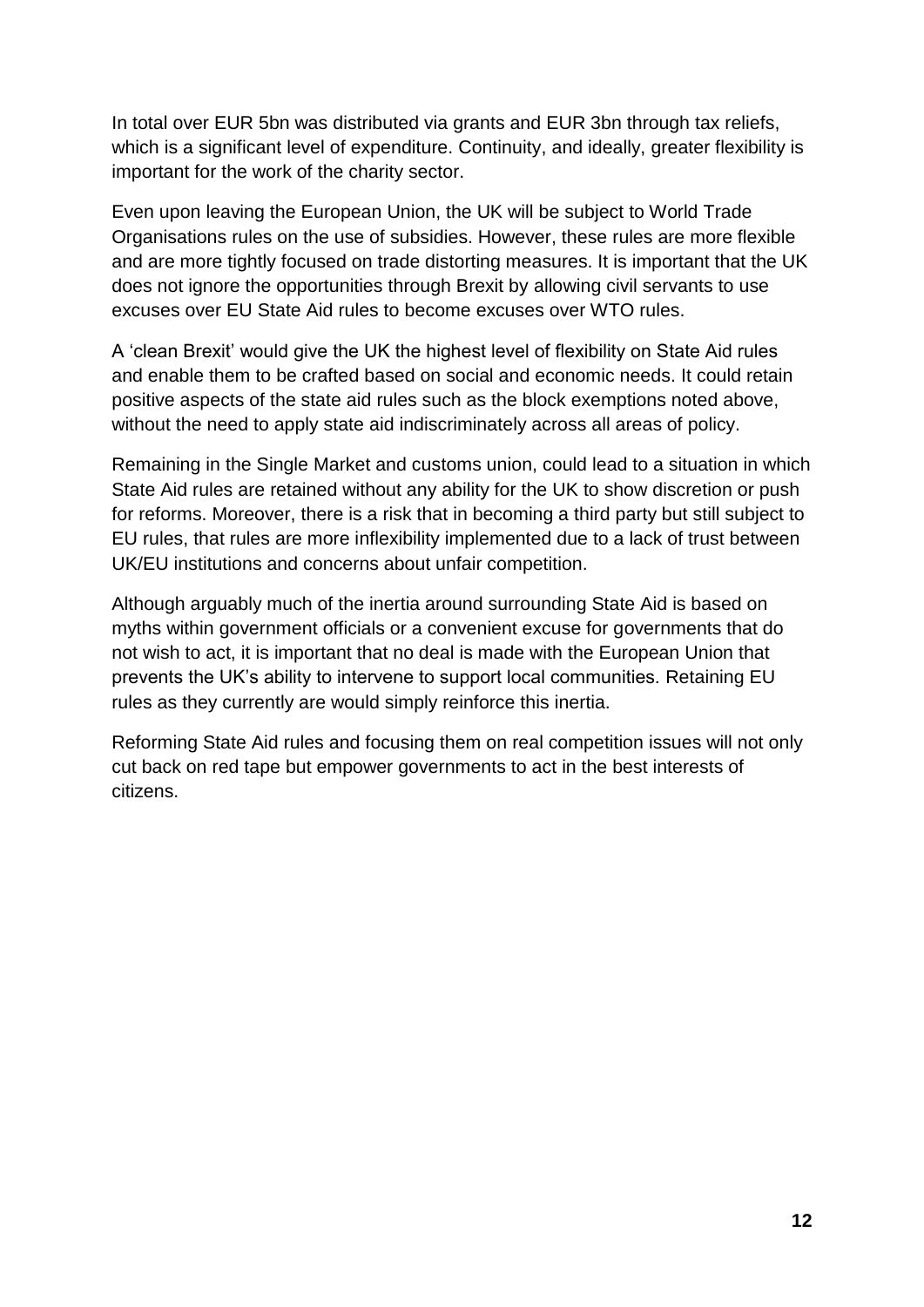In total over EUR 5bn was distributed via grants and EUR 3bn through tax reliefs, which is a significant level of expenditure. Continuity, and ideally, greater flexibility is important for the work of the charity sector.

Even upon leaving the European Union, the UK will be subject to World Trade Organisations rules on the use of subsidies. However, these rules are more flexible and are more tightly focused on trade distorting measures. It is important that the UK does not ignore the opportunities through Brexit by allowing civil servants to use excuses over EU State Aid rules to become excuses over WTO rules.

A 'clean Brexit' would give the UK the highest level of flexibility on State Aid rules and enable them to be crafted based on social and economic needs. It could retain positive aspects of the state aid rules such as the block exemptions noted above, without the need to apply state aid indiscriminately across all areas of policy.

Remaining in the Single Market and customs union, could lead to a situation in which State Aid rules are retained without any ability for the UK to show discretion or push for reforms. Moreover, there is a risk that in becoming a third party but still subject to EU rules, that rules are more inflexibility implemented due to a lack of trust between UK/EU institutions and concerns about unfair competition.

Although arguably much of the inertia around surrounding State Aid is based on myths within government officials or a convenient excuse for governments that do not wish to act, it is important that no deal is made with the European Union that prevents the UK's ability to intervene to support local communities. Retaining EU rules as they currently are would simply reinforce this inertia.

Reforming State Aid rules and focusing them on real competition issues will not only cut back on red tape but empower governments to act in the best interests of citizens.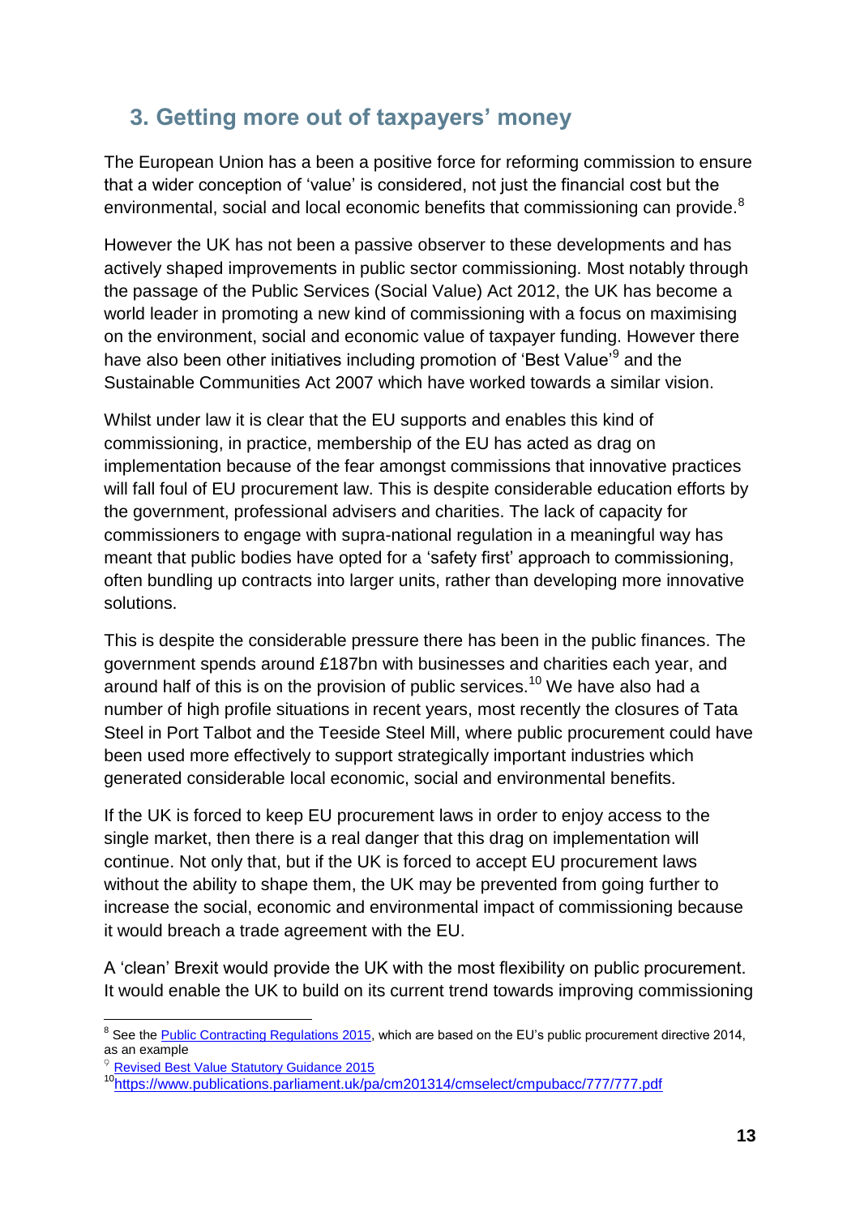## 3. Getting more out of taxpayers' money

The European Union has a been a positive force for reforming commission to ensure that a wider conception of 'value' is considered, not just the financial cost but the environmental, social and local economic benefits that commissioning can provide.[8]

However the UK has not been a passive observer to these developments and has actively shaped improvements in public sector commissioning. Most notably through the passage of the Public Services (Social Value) Act 2012, the UK has become a world leader in promoting a new kind of commissioning with a focus on maximising on the environment, social and economic value of taxpayer funding. However there have also been other initiatives including promotion of 'Best Value'[9] and the Sustainable Communities Act 2007 which have worked towards a similar vision.

Whilst under law it is clear that the EU supports and enables this kind of commissioning, in practice, membership of the EU has acted as drag on implementation because of the fear amongst commissions that innovative practices will fall foul of EU procurement law. This is despite considerable education efforts by the government, professional advisers and charities. The lack of capacity for commissioners to engage with supra-national regulation in a meaningful way has meant that public bodies have opted for a 'safety first' approach to commissioning, often bundling up contracts into larger units, rather than developing more innovative solutions.

This is despite the considerable pressure there has been in the public finances. The government spends around £187bn with businesses and charities each year, and around half of this is on the provision of public services.[10] We have also had a number of high profile situations in recent years, most recently the closures of Tata Steel in Port Talbot and the Teeside Steel Mill, where public procurement could have been used more effectively to support strategically important industries which generated considerable local economic, social and environmental benefits.

If the UK is forced to keep EU procurement laws in order to enjoy access to the single market, then there is a real danger that this drag on implementation will continue. Not only that, but if the UK is forced to accept EU procurement laws without the ability to shape them, the UK may be prevented from going further to increase the social, economic and environmental impact of commissioning because it would breach a trade agreement with the EU.

A 'clean' Brexit would provide the UK with the most flexibility on public procurement. It would enable the UK to build on its current trend towards improving commissioning

---

[8] See the Public Contracting Regulations 2015, which are based on the EU's public procurement directive 2014, as an example

[9] Revised Best Value Statutory Guidance 2015

[10] https://www.publications.parliament.uk/pa/cm201314/cmselect/cmpubacc/777/777.pdf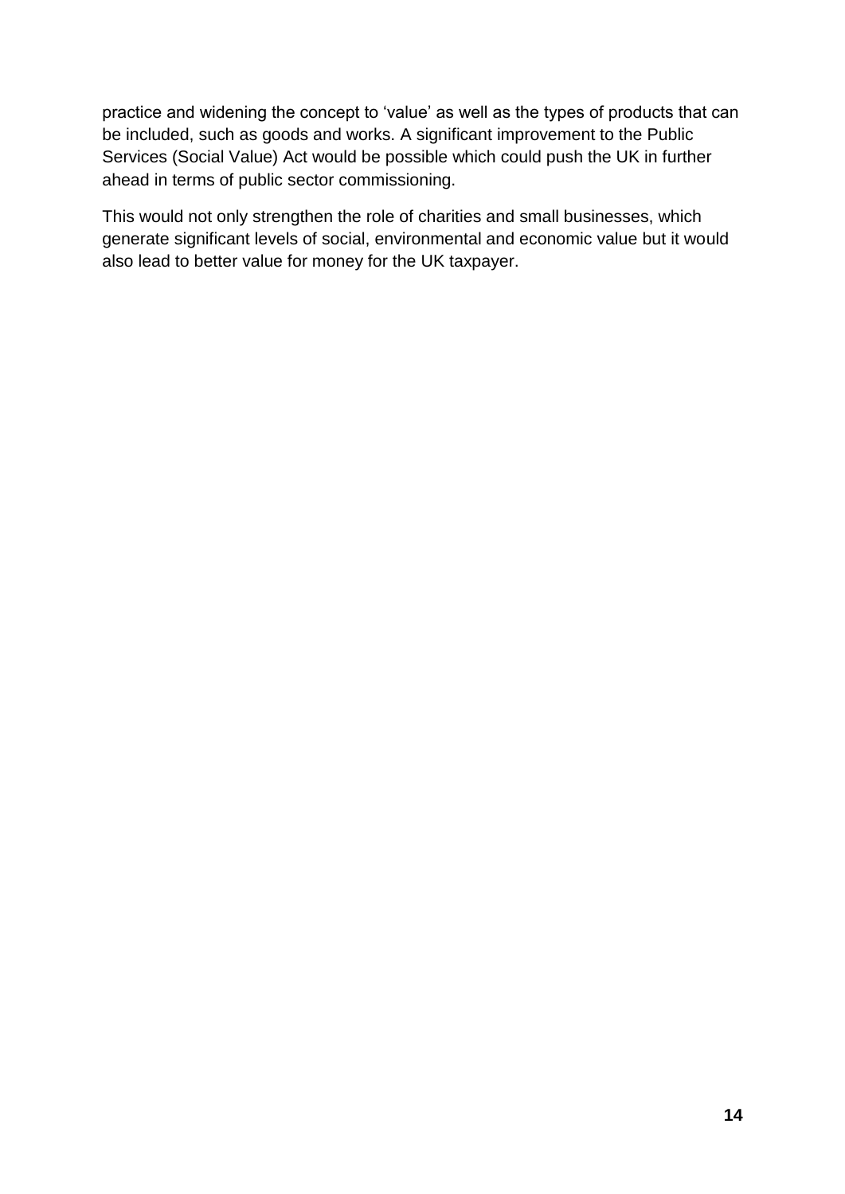practice and widening the concept to 'value' as well as the types of products that can be included, such as goods and works. A significant improvement to the Public Services (Social Value) Act would be possible which could push the UK in further ahead in terms of public sector commissioning.

This would not only strengthen the role of charities and small businesses, which generate significant levels of social, environmental and economic value but it would also lead to better value for money for the UK taxpayer.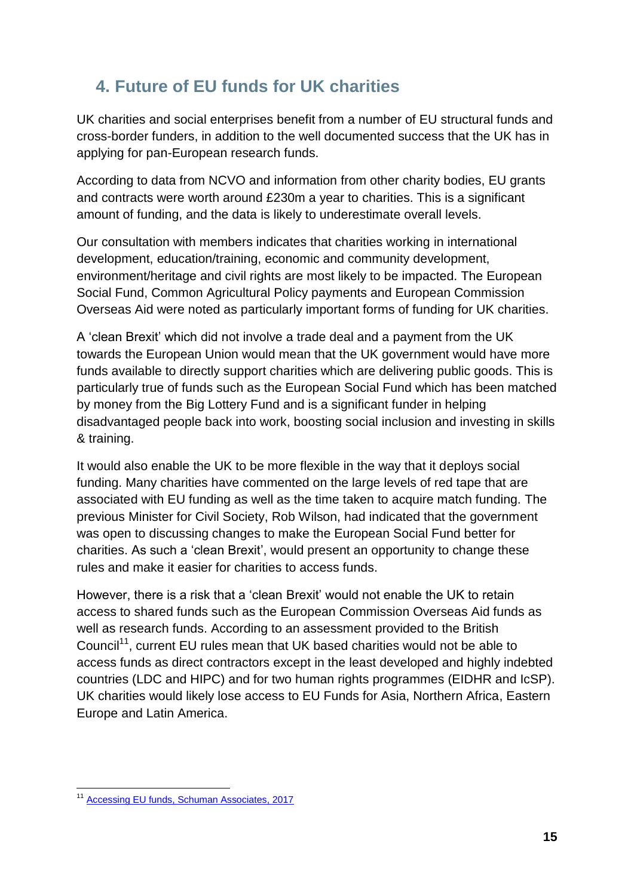## 4. Future of EU funds for UK charities

UK charities and social enterprises benefit from a number of EU structural funds and cross-border funders, in addition to the well documented success that the UK has in applying for pan-European research funds.

According to data from NCVO and information from other charity bodies, EU grants and contracts were worth around £230m a year to charities. This is a significant amount of funding, and the data is likely to underestimate overall levels.

Our consultation with members indicates that charities working in international development, education/training, economic and community development, environment/heritage and civil rights are most likely to be impacted. The European Social Fund, Common Agricultural Policy payments and European Commission Overseas Aid were noted as particularly important forms of funding for UK charities.

A 'clean Brexit' which did not involve a trade deal and a payment from the UK towards the European Union would mean that the UK government would have more funds available to directly support charities which are delivering public goods. This is particularly true of funds such as the European Social Fund which has been matched by money from the Big Lottery Fund and is a significant funder in helping disadvantaged people back into work, boosting social inclusion and investing in skills & training.

It would also enable the UK to be more flexible in the way that it deploys social funding. Many charities have commented on the large levels of red tape that are associated with EU funding as well as the time taken to acquire match funding. The previous Minister for Civil Society, Rob Wilson, had indicated that the government was open to discussing changes to make the European Social Fund better for charities. As such a 'clean Brexit', would present an opportunity to change these rules and make it easier for charities to access funds.

However, there is a risk that a 'clean Brexit' would not enable the UK to retain access to shared funds such as the European Commission Overseas Aid funds as well as research funds. According to an assessment provided to the British Council[11], current EU rules mean that UK based charities would not be able to access funds as direct contractors except in the least developed and highly indebted countries (LDC and HIPC) and for two human rights programmes (EIDHR and IcSP). UK charities would likely lose access to EU Funds for Asia, Northern Africa, Eastern Europe and Latin America.

[11] Accessing EU funds, Schuman Associates, 2017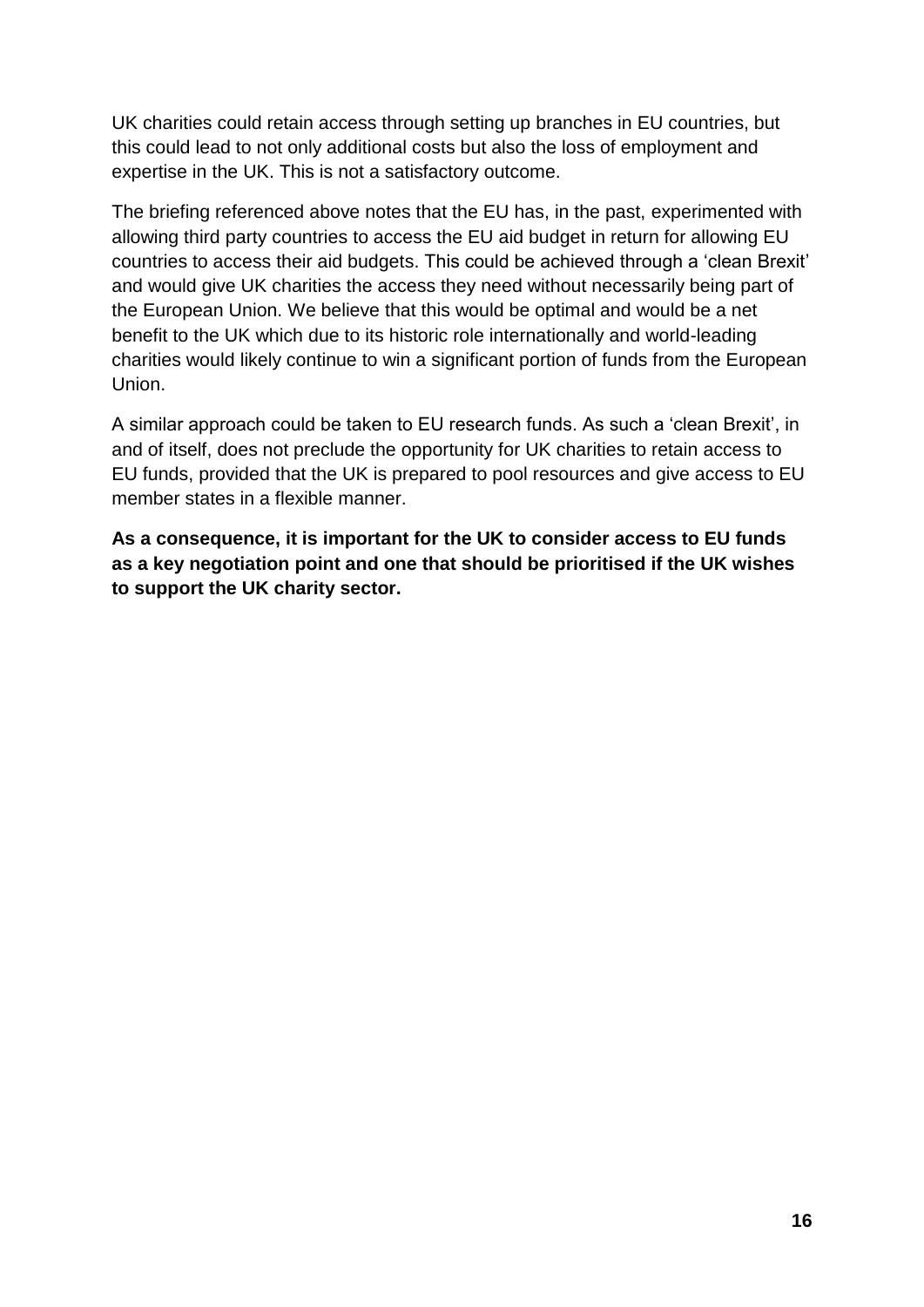UK charities could retain access through setting up branches in EU countries, but this could lead to not only additional costs but also the loss of employment and expertise in the UK. This is not a satisfactory outcome.

The briefing referenced above notes that the EU has, in the past, experimented with allowing third party countries to access the EU aid budget in return for allowing EU countries to access their aid budgets. This could be achieved through a 'clean Brexit' and would give UK charities the access they need without necessarily being part of the European Union. We believe that this would be optimal and would be a net benefit to the UK which due to its historic role internationally and world-leading charities would likely continue to win a significant portion of funds from the European Union.

A similar approach could be taken to EU research funds. As such a 'clean Brexit', in and of itself, does not preclude the opportunity for UK charities to retain access to EU funds, provided that the UK is prepared to pool resources and give access to EU member states in a flexible manner.

**As a consequence, it is important for the UK to consider access to EU funds as a key negotiation point and one that should be prioritised if the UK wishes to support the UK charity sector.**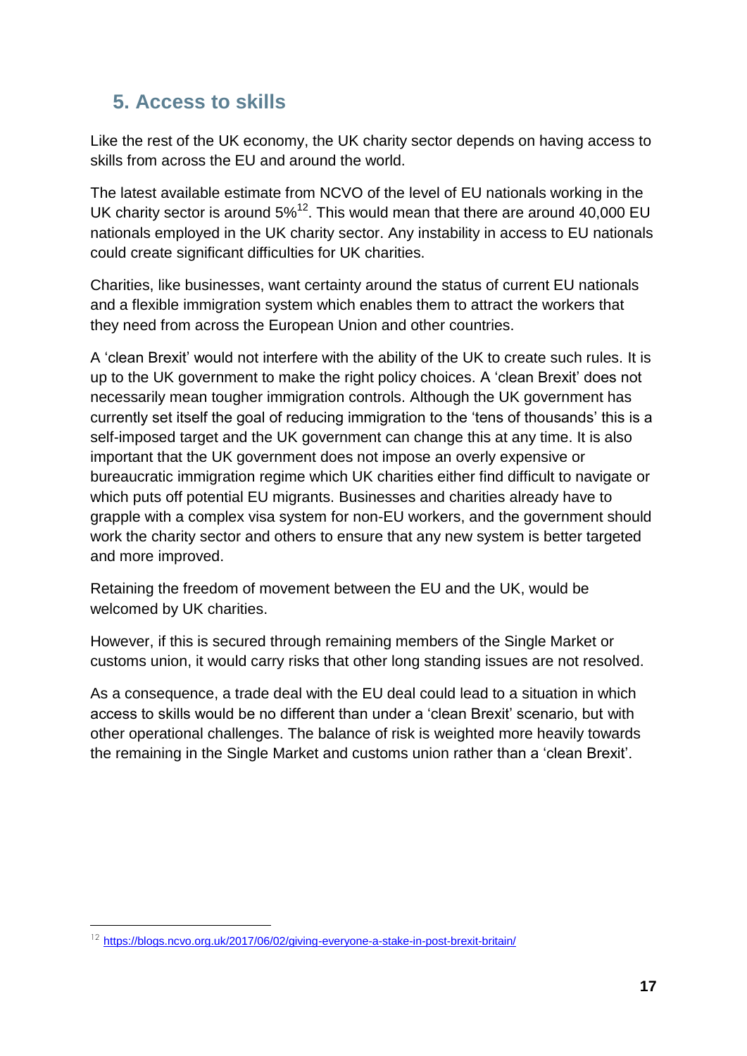## 5. Access to skills

Like the rest of the UK economy, the UK charity sector depends on having access to skills from across the EU and around the world.

The latest available estimate from NCVO of the level of EU nationals working in the UK charity sector is around 5%[12]. This would mean that there are around 40,000 EU nationals employed in the UK charity sector. Any instability in access to EU nationals could create significant difficulties for UK charities.

Charities, like businesses, want certainty around the status of current EU nationals and a flexible immigration system which enables them to attract the workers that they need from across the European Union and other countries.

A 'clean Brexit' would not interfere with the ability of the UK to create such rules. It is up to the UK government to make the right policy choices. A 'clean Brexit' does not necessarily mean tougher immigration controls. Although the UK government has currently set itself the goal of reducing immigration to the 'tens of thousands' this is a self-imposed target and the UK government can change this at any time. It is also important that the UK government does not impose an overly expensive or bureaucratic immigration regime which UK charities either find difficult to navigate or which puts off potential EU migrants. Businesses and charities already have to grapple with a complex visa system for non-EU workers, and the government should work the charity sector and others to ensure that any new system is better targeted and more improved.

Retaining the freedom of movement between the EU and the UK, would be welcomed by UK charities.

However, if this is secured through remaining members of the Single Market or customs union, it would carry risks that other long standing issues are not resolved.

As a consequence, a trade deal with the EU deal could lead to a situation in which access to skills would be no different than under a 'clean Brexit' scenario, but with other operational challenges. The balance of risk is weighted more heavily towards the remaining in the Single Market and customs union rather than a 'clean Brexit'.

---

[12] https://blogs.ncvo.org.uk/2017/06/02/giving-everyone-a-stake-in-post-brexit-britain/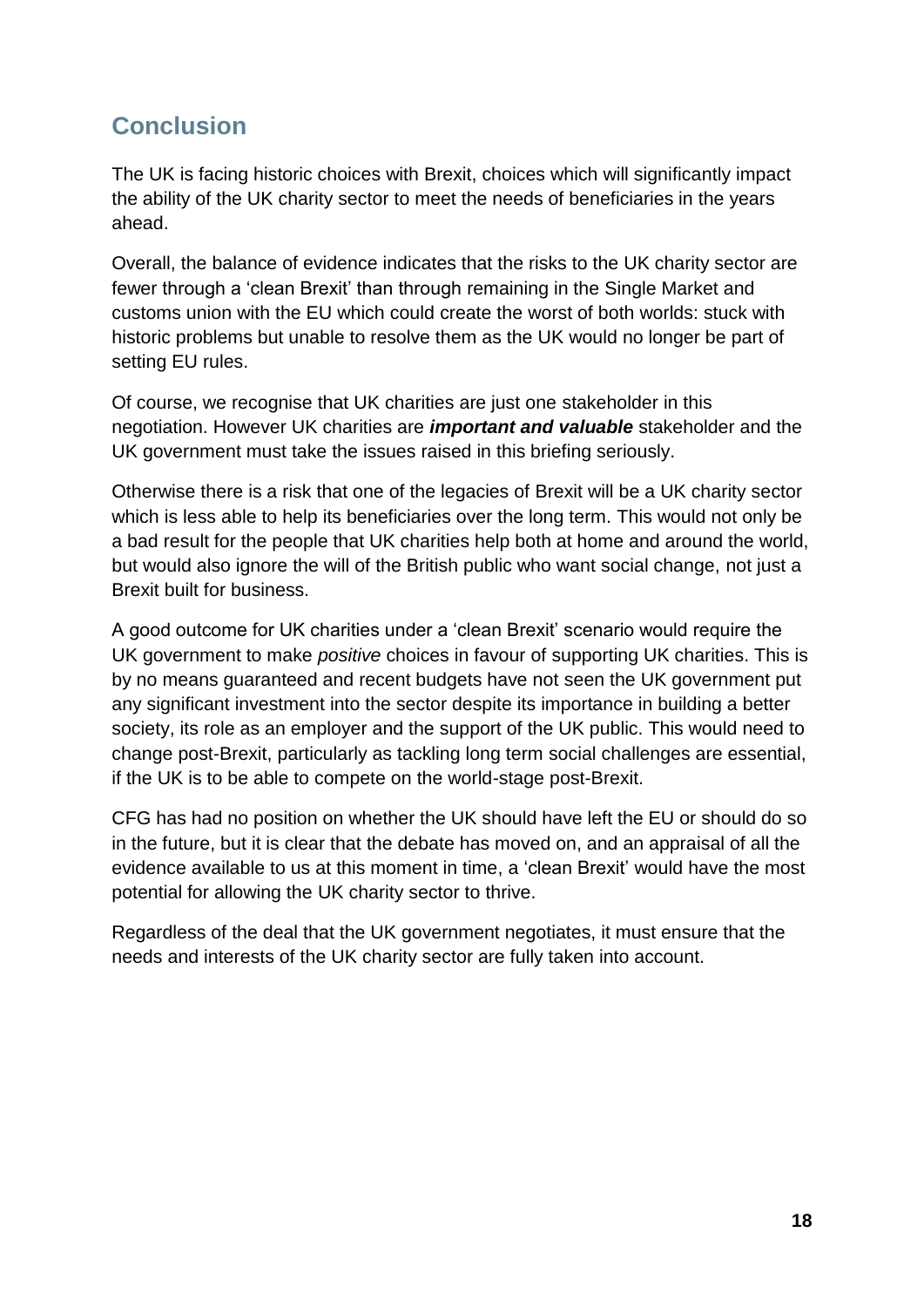## Conclusion

The UK is facing historic choices with Brexit, choices which will significantly impact the ability of the UK charity sector to meet the needs of beneficiaries in the years ahead.

Overall, the balance of evidence indicates that the risks to the UK charity sector are fewer through a 'clean Brexit' than through remaining in the Single Market and customs union with the EU which could create the worst of both worlds: stuck with historic problems but unable to resolve them as the UK would no longer be part of setting EU rules.

Of course, we recognise that UK charities are just one stakeholder in this negotiation. However UK charities are ***important and valuable*** stakeholder and the UK government must take the issues raised in this briefing seriously.

Otherwise there is a risk that one of the legacies of Brexit will be a UK charity sector which is less able to help its beneficiaries over the long term. This would not only be a bad result for the people that UK charities help both at home and around the world, but would also ignore the will of the British public who want social change, not just a Brexit built for business.

A good outcome for UK charities under a 'clean Brexit' scenario would require the UK government to make *positive* choices in favour of supporting UK charities. This is by no means guaranteed and recent budgets have not seen the UK government put any significant investment into the sector despite its importance in building a better society, its role as an employer and the support of the UK public. This would need to change post-Brexit, particularly as tackling long term social challenges are essential, if the UK is to be able to compete on the world-stage post-Brexit.

CFG has had no position on whether the UK should have left the EU or should do so in the future, but it is clear that the debate has moved on, and an appraisal of all the evidence available to us at this moment in time, a 'clean Brexit' would have the most potential for allowing the UK charity sector to thrive.

Regardless of the deal that the UK government negotiates, it must ensure that the needs and interests of the UK charity sector are fully taken into account.